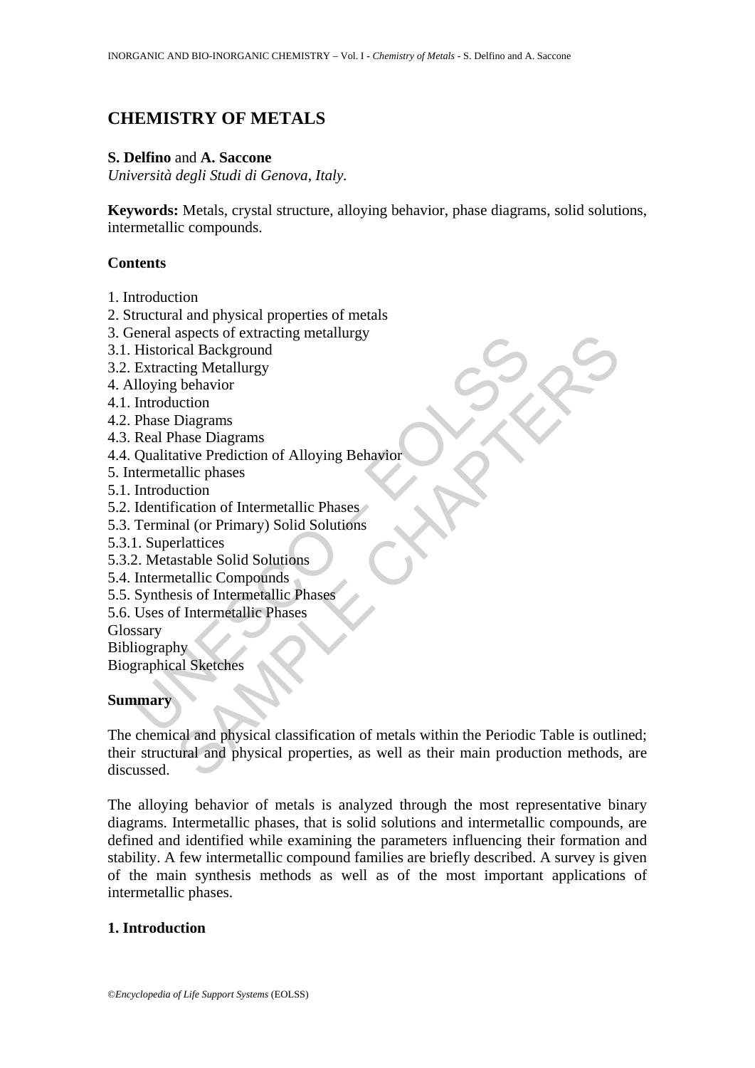# CHEMISTRY OF METALS

**S. Delfino** and **A. Saccone**
*Università degli Studi di Genova, Italy.*

**Keywords:** Metals, crystal structure, alloying behavior, phase diagrams, solid solutions, intermetallic compounds.

## Contents

1. Introduction
2. Structural and physical properties of metals
3. General aspects of extracting metallurgy
3.1. Historical Background
3.2. Extracting Metallurgy
4. Alloying behavior
4.1. Introduction
4.2. Phase Diagrams
4.3. Real Phase Diagrams
4.4. Qualitative Prediction of Alloying Behavior
5. Intermetallic phases
5.1. Introduction
5.2. Identification of Intermetallic Phases
5.3. Terminal (or Primary) Solid Solutions
5.3.1. Superlattices
5.3.2. Metastable Solid Solutions
5.4. Intermetallic Compounds
5.5. Synthesis of Intermetallic Phases
5.6. Uses of Intermetallic Phases
Glossary
Bibliography
Biographical Sketches

## Summary

The chemical and physical classification of metals within the Periodic Table is outlined; their structural and physical properties, as well as their main production methods, are discussed.

The alloying behavior of metals is analyzed through the most representative binary diagrams. Intermetallic phases, that is solid solutions and intermetallic compounds, are defined and identified while examining the parameters influencing their formation and stability. A few intermetallic compound families are briefly described. A survey is given of the main synthesis methods as well as of the most important applications of intermetallic phases.

## 1. Introduction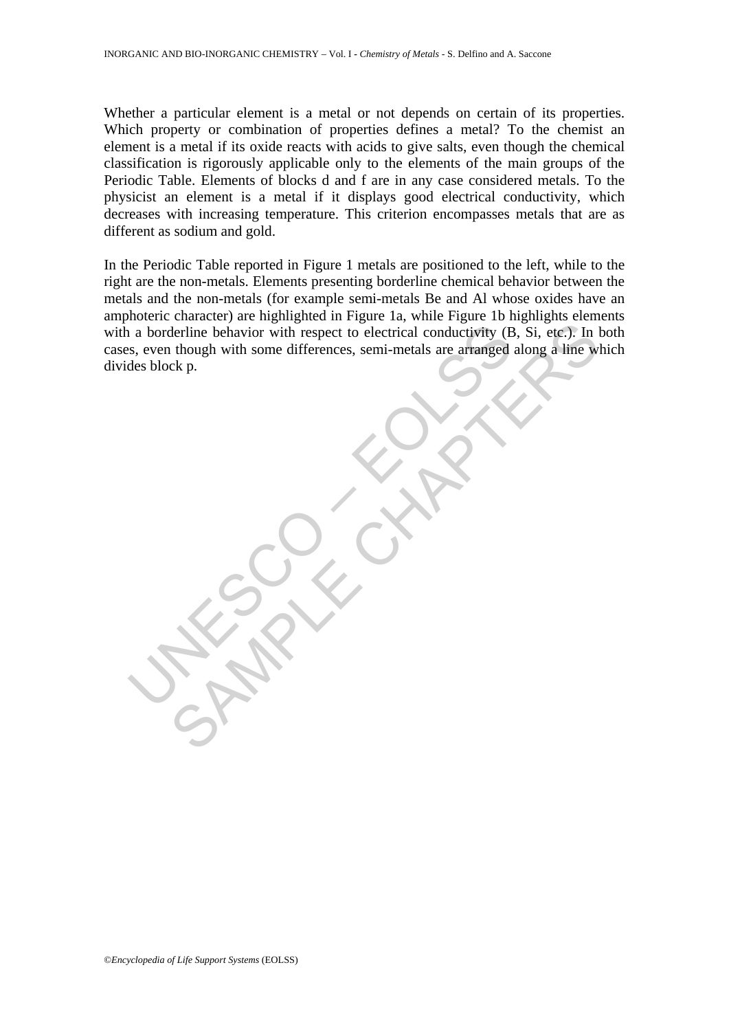Whether a particular element is a metal or not depends on certain of its properties. Which property or combination of properties defines a metal? To the chemist an element is a metal if its oxide reacts with acids to give salts, even though the chemical classification is rigorously applicable only to the elements of the main groups of the Periodic Table. Elements of blocks d and f are in any case considered metals. To the physicist an element is a metal if it displays good electrical conductivity, which decreases with increasing temperature. This criterion encompasses metals that are as different as sodium and gold.

In the Periodic Table reported in Figure 1 metals are positioned to the left, while to the right are the non-metals. Elements presenting borderline chemical behavior between the metals and the non-metals (for example semi-metals Be and Al whose oxides have an amphoteric character) are highlighted in Figure 1a, while Figure 1b highlights elements with a borderline behavior with respect to electrical conductivity (B, Si, etc.). In both cases, even though with some differences, semi-metals are arranged along a line which divides block p.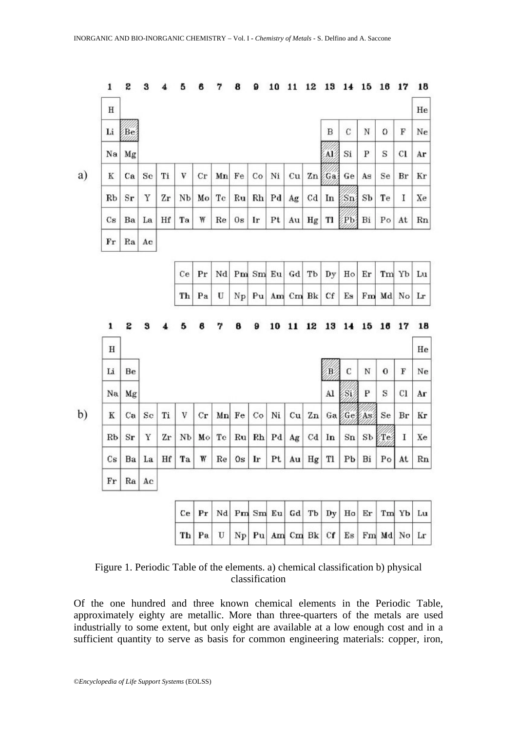a)

| 1 | 2 | 3 | 4 | 5 | 6 | 7 | 8 | 9 | 10 | 11 | 12 | 13 | 14 | 15 | 16 | 17 | 18 |
|---|---|---|---|---|---|---|---|---|---|---|---|---|---|---|---|---|---|
| H | | | | | | | | | | | | | | | | | He |
| Li | Be | | | | | | | | | | | B | C | N | O | F | Ne |
| Na | Mg | | | | | | | | | | | Al | Si | P | S | Cl | Ar |
| K | Ca | Sc | Ti | V | Cr | Mn | Fe | Co | Ni | Cu | Zn | Ga | Ge | As | Se | Br | Kr |
| Rb | Sr | Y | Zr | Nb | Mo | Tc | Ru | Rh | Pd | Ag | Cd | In | Sn | Sb | Te | I | Xe |
| Cs | Ba | La | Hf | Ta | W | Re | Os | Ir | Pt | Au | Hg | Tl | Pb | Bi | Po | At | Rn |
| Fr | Ra | Ac | | | | | | | | | | | | | | | |
| | | | | Ce | Pr | Nd | Pm | Sm | Eu | Gd | Tb | Dy | Ho | Er | Tm | Yb | Lu |
| | | | | Th | Pa | U | Np | Pu | Am | Cm | Bk | Cf | Es | Fm | Md | No | Lr |

b)

| 1 | 2 | 3 | 4 | 5 | 6 | 7 | 8 | 9 | 10 | 11 | 12 | 13 | 14 | 15 | 16 | 17 | 18 |
|---|---|---|---|---|---|---|---|---|---|---|---|---|---|---|---|---|---|
| H | | | | | | | | | | | | | | | | | He |
| Li | Be | | | | | | | | | | | B | C | N | O | F | Ne |
| Na | Mg | | | | | | | | | | | Al | Si | P | S | Cl | Ar |
| K | Ca | Sc | Ti | V | Cr | Mn | Fe | Co | Ni | Cu | Zn | Ga | Ge | As | Se | Br | Kr |
| Rb | Sr | Y | Zr | Nb | Mo | Tc | Ru | Rh | Pd | Ag | Cd | In | Sn | Sb | Te | I | Xe |
| Cs | Ba | La | Hf | Ta | W | Re | Os | Ir | Pt | Au | Hg | Tl | Pb | Bi | Po | At | Rn |
| Fr | Ra | Ac | | | | | | | | | | | | | | | |
| | | | | Ce | Pr | Nd | Pm | Sm | Eu | Gd | Tb | Dy | Ho | Er | Tm | Yb | Lu |
| | | | | Th | Pa | U | Np | Pu | Am | Cm | Bk | Cf | Es | Fm | Md | No | Lr |

Figure 1. Periodic Table of the elements. a) chemical classification b) physical classification

Of the one hundred and three known chemical elements in the Periodic Table, approximately eighty are metallic. More than three-quarters of the metals are used industrially to some extent, but only eight are available at a low enough cost and in a sufficient quantity to serve as basis for common engineering materials: copper, iron,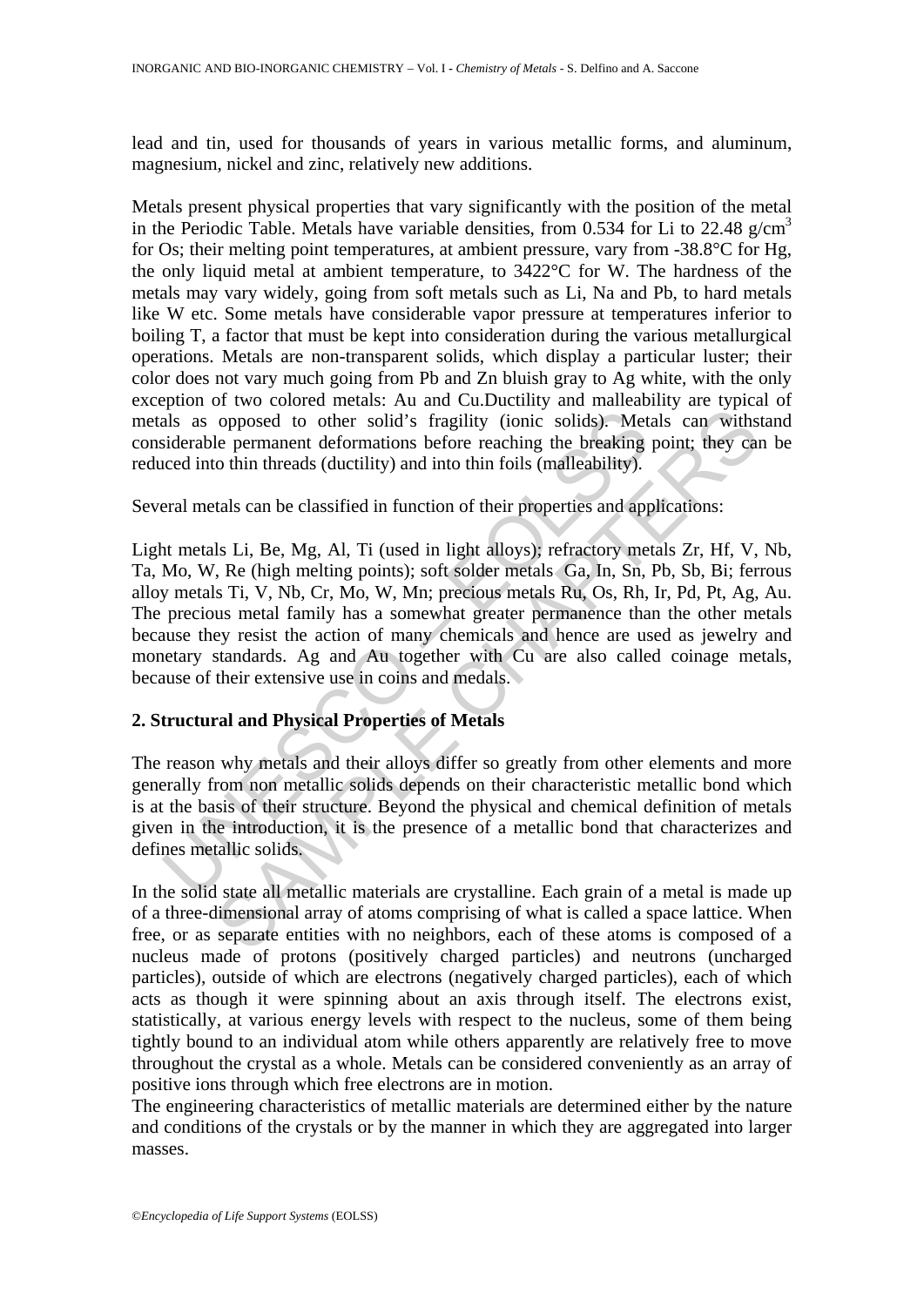lead and tin, used for thousands of years in various metallic forms, and aluminum, magnesium, nickel and zinc, relatively new additions.

Metals present physical properties that vary significantly with the position of the metal in the Periodic Table. Metals have variable densities, from 0.534 for Li to 22.48 g/cm$^3$ for Os; their melting point temperatures, at ambient pressure, vary from -38.8°C for Hg, the only liquid metal at ambient temperature, to 3422°C for W. The hardness of the metals may vary widely, going from soft metals such as Li, Na and Pb, to hard metals like W etc. Some metals have considerable vapor pressure at temperatures inferior to boiling T, a factor that must be kept into consideration during the various metallurgical operations. Metals are non-transparent solids, which display a particular luster; their color does not vary much going from Pb and Zn bluish gray to Ag white, with the only exception of two colored metals: Au and Cu.Ductility and malleability are typical of metals as opposed to other solid's fragility (ionic solids). Metals can withstand considerable permanent deformations before reaching the breaking point; they can be reduced into thin threads (ductility) and into thin foils (malleability).

Several metals can be classified in function of their properties and applications:

Light metals Li, Be, Mg, Al, Ti (used in light alloys); refractory metals Zr, Hf, V, Nb, Ta, Mo, W, Re (high melting points); soft solder metals Ga, In, Sn, Pb, Sb, Bi; ferrous alloy metals Ti, V, Nb, Cr, Mo, W, Mn; precious metals Ru, Os, Rh, Ir, Pd, Pt, Ag, Au. The precious metal family has a somewhat greater permanence than the other metals because they resist the action of many chemicals and hence are used as jewelry and monetary standards. Ag and Au together with Cu are also called coinage metals, because of their extensive use in coins and medals.

## 2. Structural and Physical Properties of Metals

The reason why metals and their alloys differ so greatly from other elements and more generally from non metallic solids depends on their characteristic metallic bond which is at the basis of their structure. Beyond the physical and chemical definition of metals given in the introduction, it is the presence of a metallic bond that characterizes and defines metallic solids.

In the solid state all metallic materials are crystalline. Each grain of a metal is made up of a three-dimensional array of atoms comprising of what is called a space lattice. When free, or as separate entities with no neighbors, each of these atoms is composed of a nucleus made of protons (positively charged particles) and neutrons (uncharged particles), outside of which are electrons (negatively charged particles), each of which acts as though it were spinning about an axis through itself. The electrons exist, statistically, at various energy levels with respect to the nucleus, some of them being tightly bound to an individual atom while others apparently are relatively free to move throughout the crystal as a whole. Metals can be considered conveniently as an array of positive ions through which free electrons are in motion.
The engineering characteristics of metallic materials are determined either by the nature and conditions of the crystals or by the manner in which they are aggregated into larger masses.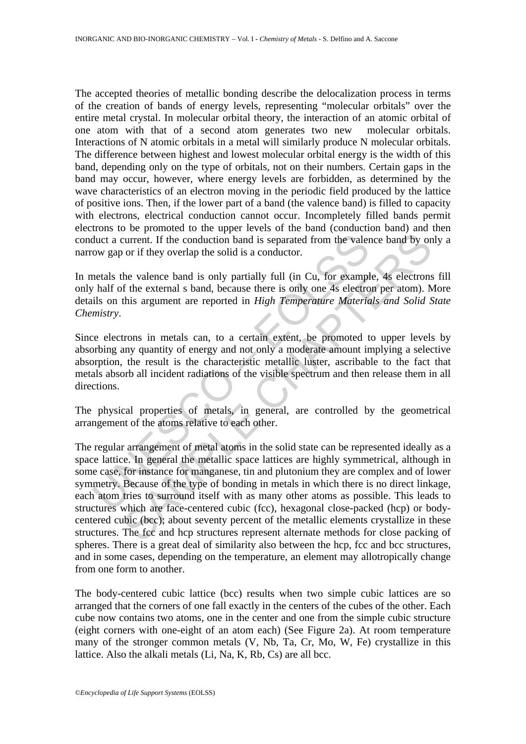The accepted theories of metallic bonding describe the delocalization process in terms of the creation of bands of energy levels, representing "molecular orbitals" over the entire metal crystal. In molecular orbital theory, the interaction of an atomic orbital of one atom with that of a second atom generates two new molecular orbitals. Interactions of N atomic orbitals in a metal will similarly produce N molecular orbitals. The difference between highest and lowest molecular orbital energy is the width of this band, depending only on the type of orbitals, not on their numbers. Certain gaps in the band may occur, however, where energy levels are forbidden, as determined by the wave characteristics of an electron moving in the periodic field produced by the lattice of positive ions. Then, if the lower part of a band (the valence band) is filled to capacity with electrons, electrical conduction cannot occur. Incompletely filled bands permit electrons to be promoted to the upper levels of the band (conduction band) and then conduct a current. If the conduction band is separated from the valence band by only a narrow gap or if they overlap the solid is a conductor.

In metals the valence band is only partially full (in Cu, for example, 4s electrons fill only half of the external s band, because there is only one 4s electron per atom). More details on this argument are reported in *High Temperature Materials and Solid State Chemistry*.

Since electrons in metals can, to a certain extent, be promoted to upper levels by absorbing any quantity of energy and not only a moderate amount implying a selective absorption, the result is the characteristic metallic luster, ascribable to the fact that metals absorb all incident radiations of the visible spectrum and then release them in all directions.

The physical properties of metals, in general, are controlled by the geometrical arrangement of the atoms relative to each other.

The regular arrangement of metal atoms in the solid state can be represented ideally as a space lattice. In general the metallic space lattices are highly symmetrical, although in some case, for instance for manganese, tin and plutonium they are complex and of lower symmetry. Because of the type of bonding in metals in which there is no direct linkage, each atom tries to surround itself with as many other atoms as possible. This leads to structures which are face-centered cubic (fcc), hexagonal close-packed (hcp) or body-centered cubic (bcc); about seventy percent of the metallic elements crystallize in these structures. The fcc and hcp structures represent alternate methods for close packing of spheres. There is a great deal of similarity also between the hcp, fcc and bcc structures, and in some cases, depending on the temperature, an element may allotropically change from one form to another.

The body-centered cubic lattice (bcc) results when two simple cubic lattices are so arranged that the corners of one fall exactly in the centers of the cubes of the other. Each cube now contains two atoms, one in the center and one from the simple cubic structure (eight corners with one-eight of an atom each) (See Figure 2a). At room temperature many of the stronger common metals (V, Nb, Ta, Cr, Mo, W, Fe) crystallize in this lattice. Also the alkali metals (Li, Na, K, Rb, Cs) are all bcc.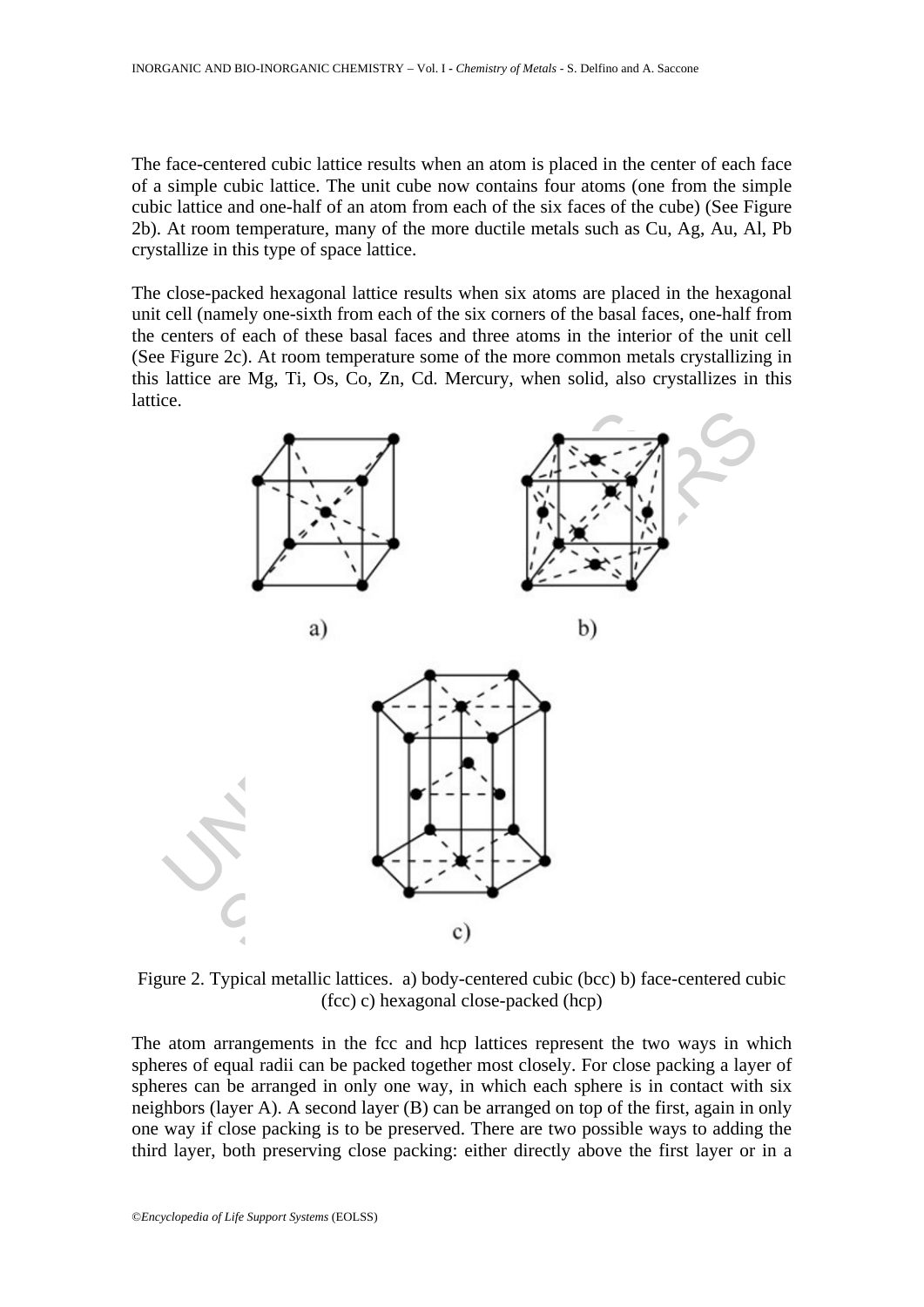The face-centered cubic lattice results when an atom is placed in the center of each face of a simple cubic lattice. The unit cube now contains four atoms (one from the simple cubic lattice and one-half of an atom from each of the six faces of the cube) (See Figure 2b). At room temperature, many of the more ductile metals such as Cu, Ag, Au, Al, Pb crystallize in this type of space lattice.

The close-packed hexagonal lattice results when six atoms are placed in the hexagonal unit cell (namely one-sixth from each of the six corners of the basal faces, one-half from the centers of each of these basal faces and three atoms in the interior of the unit cell (See Figure 2c). At room temperature some of the more common metals crystallizing in this lattice are Mg, Ti, Os, Co, Zn, Cd. Mercury, when solid, also crystallizes in this lattice.

Figure 2. Typical metallic lattices. a) body-centered cubic (bcc) b) face-centered cubic (fcc) c) hexagonal close-packed (hcp)

The atom arrangements in the fcc and hcp lattices represent the two ways in which spheres of equal radii can be packed together most closely. For close packing a layer of spheres can be arranged in only one way, in which each sphere is in contact with six neighbors (layer A). A second layer (B) can be arranged on top of the first, again in only one way if close packing is to be preserved. There are two possible ways to adding the third layer, both preserving close packing: either directly above the first layer or in a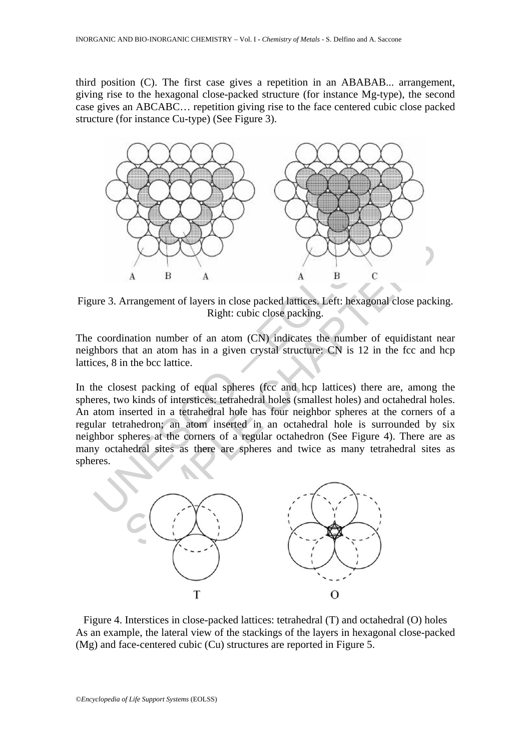third position (C). The first case gives a repetition in an ABABAB... arrangement, giving rise to the hexagonal close-packed structure (for instance Mg-type), the second case gives an ABCABC… repetition giving rise to the face centered cubic close packed structure (for instance Cu-type) (See Figure 3).

Figure 3. Arrangement of layers in close packed lattices. Left: hexagonal close packing. Right: cubic close packing.

The coordination number of an atom (CN) indicates the number of equidistant near neighbors that an atom has in a given crystal structure: CN is 12 in the fcc and hcp lattices, 8 in the bcc lattice.

In the closest packing of equal spheres (fcc and hcp lattices) there are, among the spheres, two kinds of interstices: tetrahedral holes (smallest holes) and octahedral holes. An atom inserted in a tetrahedral hole has four neighbor spheres at the corners of a regular tetrahedron; an atom inserted in an octahedral hole is surrounded by six neighbor spheres at the corners of a regular octahedron (See Figure 4). There are as many octahedral sites as there are spheres and twice as many tetrahedral sites as spheres.

Figure 4. Interstices in close-packed lattices: tetrahedral (T) and octahedral (O) holes

As an example, the lateral view of the stackings of the layers in hexagonal close-packed (Mg) and face-centered cubic (Cu) structures are reported in Figure 5.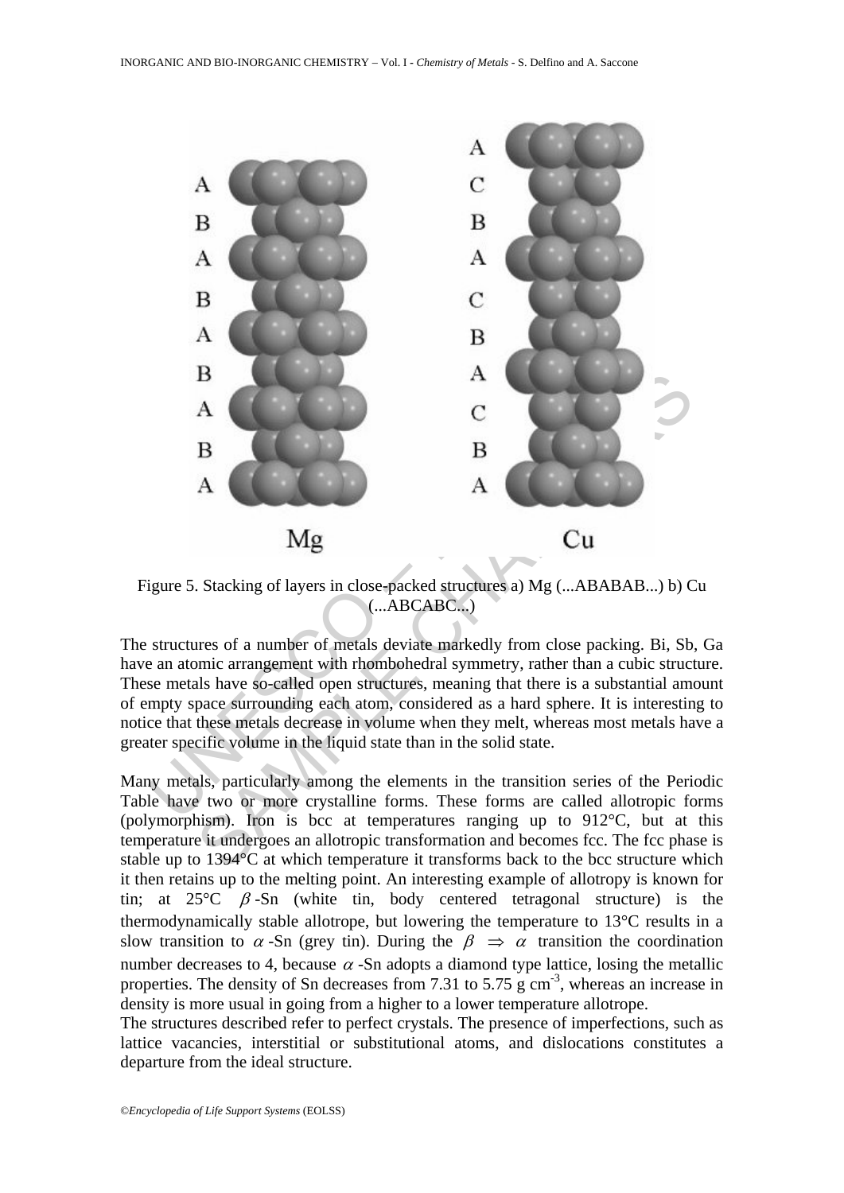Figure 5. Stacking of layers in close-packed structures a) Mg (...ABABAB...) b) Cu (...ABCABC...)

The structures of a number of metals deviate markedly from close packing. Bi, Sb, Ga have an atomic arrangement with rhombohedral symmetry, rather than a cubic structure. These metals have so-called open structures, meaning that there is a substantial amount of empty space surrounding each atom, considered as a hard sphere. It is interesting to notice that these metals decrease in volume when they melt, whereas most metals have a greater specific volume in the liquid state than in the solid state.

Many metals, particularly among the elements in the transition series of the Periodic Table have two or more crystalline forms. These forms are called allotropic forms (polymorphism). Iron is bcc at temperatures ranging up to 912°C, but at this temperature it undergoes an allotropic transformation and becomes fcc. The fcc phase is stable up to 1394°C at which temperature it transforms back to the bcc structure which it then retains up to the melting point. An interesting example of allotropy is known for tin; at 25°C $\beta$-Sn (white tin, body centered tetragonal structure) is the thermodynamically stable allotrope, but lowering the temperature to 13°C results in a slow transition to $\alpha$-Sn (grey tin). During the $\beta \Rightarrow \alpha$ transition the coordination number decreases to 4, because $\alpha$-Sn adopts a diamond type lattice, losing the metallic properties. The density of Sn decreases from 7.31 to 5.75 g cm$^{-3}$, whereas an increase in density is more usual in going from a higher to a lower temperature allotrope.

The structures described refer to perfect crystals. The presence of imperfections, such as lattice vacancies, interstitial or substitutional atoms, and dislocations constitutes a departure from the ideal structure.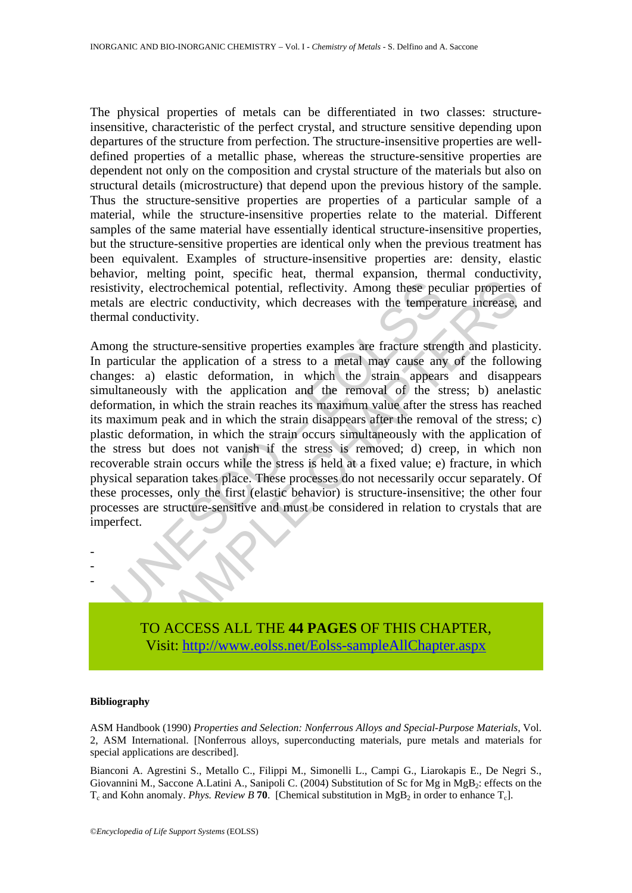The physical properties of metals can be differentiated in two classes: structure-insensitive, characteristic of the perfect crystal, and structure sensitive depending upon departures of the structure from perfection. The structure-insensitive properties are well-defined properties of a metallic phase, whereas the structure-sensitive properties are dependent not only on the composition and crystal structure of the materials but also on structural details (microstructure) that depend upon the previous history of the sample. Thus the structure-sensitive properties are properties of a particular sample of a material, while the structure-insensitive properties relate to the material. Different samples of the same material have essentially identical structure-insensitive properties, but the structure-sensitive properties are identical only when the previous treatment has been equivalent. Examples of structure-insensitive properties are: density, elastic behavior, melting point, specific heat, thermal expansion, thermal conductivity, resistivity, electrochemical potential, reflectivity. Among these peculiar properties of metals are electric conductivity, which decreases with the temperature increase, and thermal conductivity.

Among the structure-sensitive properties examples are fracture strength and plasticity. In particular the application of a stress to a metal may cause any of the following changes: a) elastic deformation, in which the strain appears and disappears simultaneously with the application and the removal of the stress; b) anelastic deformation, in which the strain reaches its maximum value after the stress has reached its maximum peak and in which the strain disappears after the removal of the stress; c) plastic deformation, in which the strain occurs simultaneously with the application of the stress but does not vanish if the stress is removed; d) creep, in which non recoverable strain occurs while the stress is held at a fixed value; e) fracture, in which physical separation takes place. These processes do not necessarily occur separately. Of these processes, only the first (elastic behavior) is structure-insensitive; the other four processes are structure-sensitive and must be considered in relation to crystals that are imperfect.

-
-
-

TO ACCESS ALL THE **44 PAGES** OF THIS CHAPTER,
Visit: http://www.eolss.net/Eolss-sampleAllChapter.aspx

**Bibliography**

ASM Handbook (1990) *Properties and Selection: Nonferrous Alloys and Special-Purpose Materials,* Vol. 2, ASM International. [Nonferrous alloys, superconducting materials, pure metals and materials for special applications are described].

Bianconi A. Agrestini S., Metallo C., Filippi M., Simonelli L., Campi G., Liarokapis E., De Negri S., Giovannini M., Saccone A.Latini A., Sanipoli C. (2004) Substitution of Sc for Mg in $MgB_2$: effects on the $T_c$ and Kohn anomaly. *Phys. Review B* **70**. [Chemical substitution in $MgB_2$ in order to enhance $T_c$].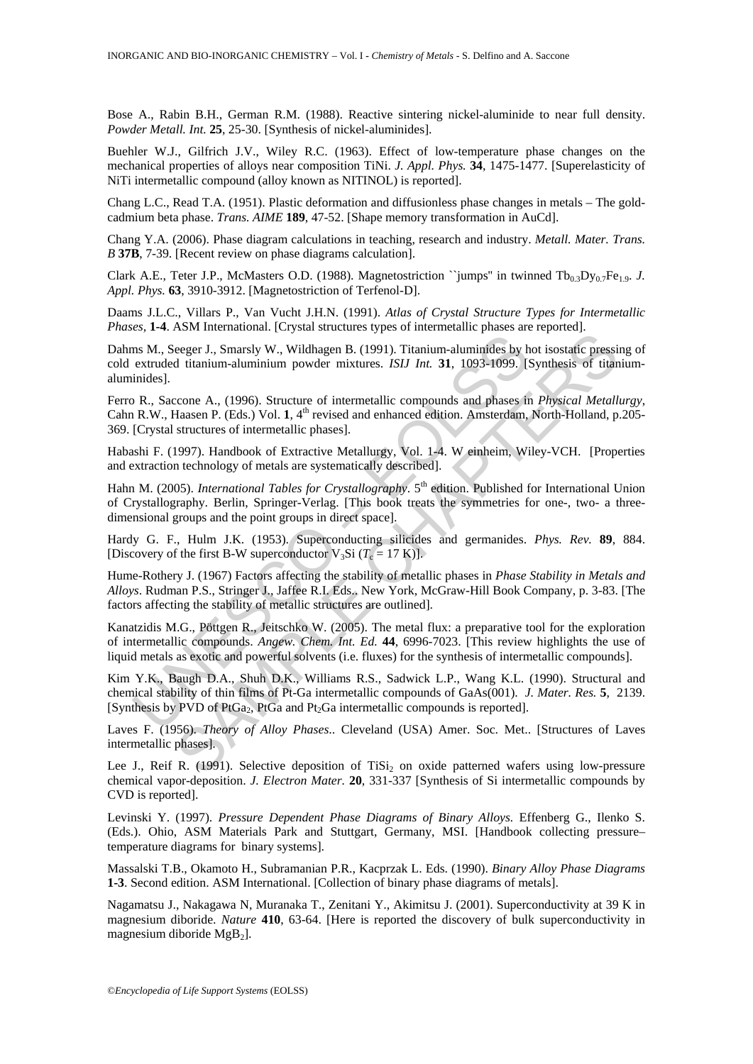Bose A., Rabin B.H., German R.M. (1988). Reactive sintering nickel-aluminide to near full density. *Powder Metall. Int.* **25**, 25-30. [Synthesis of nickel-aluminides].

Buehler W.J., Gilfrich J.V., Wiley R.C. (1963). Effect of low-temperature phase changes on the mechanical properties of alloys near composition TiNi. *J. Appl. Phys.* **34**, 1475-1477. [Superelasticity of NiTi intermetallic compound (alloy known as NITINOL) is reported].

Chang L.C., Read T.A. (1951). Plastic deformation and diffusionless phase changes in metals – The gold-cadmium beta phase. *Trans. AIME* **189**, 47-52. [Shape memory transformation in AuCd].

Chang Y.A. (2006). Phase diagram calculations in teaching, research and industry. *Metall. Mater. Trans. B* **37B**, 7-39. [Recent review on phase diagrams calculation].

Clark A.E., Teter J.P., McMasters O.D. (1988). Magnetostriction ``jumps'' in twinned $Tb_{0.3}Dy_{0.7}Fe_{1.9}$. *J. Appl. Phys.* **63**, 3910-3912. [Magnetostriction of Terfenol-D].

Daams J.L.C., Villars P., Van Vucht J.H.N. (1991). *Atlas of Crystal Structure Types for Intermetallic Phases*, **1-4**. ASM International. [Crystal structures types of intermetallic phases are reported].

Dahms M., Seeger J., Smarsly W., Wildhagen B. (1991). Titanium-aluminides by hot isostatic pressing of cold extruded titanium-aluminium powder mixtures. *ISIJ Int.* **31**, 1093-1099. [Synthesis of titanium-aluminides].

Ferro R., Saccone A., (1996). Structure of intermetallic compounds and phases in *Physical Metallurgy*, Cahn R.W., Haasen P. (Eds.) Vol. **1**, 4th revised and enhanced edition. Amsterdam, North-Holland, p.205-369. [Crystal structures of intermetallic phases].

Habashi F. (1997). Handbook of Extractive Metallurgy, Vol. 1-4. W einheim, Wiley-VCH. [Properties and extraction technology of metals are systematically described].

Hahn M. (2005). *International Tables for Crystallography*. 5th edition. Published for International Union of Crystallography. Berlin, Springer-Verlag. [This book treats the symmetries for one-, two- a three-dimensional groups and the point groups in direct space].

Hardy G. F., Hulm J.K. (1953). Superconducting silicides and germanides. *Phys. Rev.* **89**, 884. [Discovery of the first B-W superconductor $V_3Si$ ($T_c$ = 17 K)].

Hume-Rothery J. (1967) Factors affecting the stability of metallic phases in *Phase Stability in Metals and Alloys*. Rudman P.S., Stringer J., Jaffee R.I. Eds., New York, McGraw-Hill Book Company, p. 3-83. [The factors affecting the stability of metallic structures are outlined].

Kanatzidis M.G., Pöttgen R., Jeitschko W. (2005). The metal flux: a preparative tool for the exploration of intermetallic compounds. *Angew. Chem. Int. Ed.* **44**, 6996-7023. [This review highlights the use of liquid metals as exotic and powerful solvents (i.e. fluxes) for the synthesis of intermetallic compounds].

Kim Y.K., Baugh D.A., Shuh D.K., Williams R.S., Sadwick L.P., Wang K.L. (1990). Structural and chemical stability of thin films of Pt-Ga intermetallic compounds of GaAs(001). *J. Mater. Res.* **5**, 2139. [Synthesis by PVD of $PtGa_2$, PtGa and $Pt_2Ga$ intermetallic compounds is reported].

Laves F. (1956). *Theory of Alloy Phases*.. Cleveland (USA) Amer. Soc. Met.. [Structures of Laves intermetallic phases].

Lee J., Reif R. (1991). Selective deposition of $TiSi_2$ on oxide patterned wafers using low-pressure chemical vapor-deposition. *J. Electron Mater.* **20**, 331-337 [Synthesis of Si intermetallic compounds by CVD is reported].

Levinski Y. (1997). *Pressure Dependent Phase Diagrams of Binary Alloys.* Effenberg G., Ilenko S. (Eds.). Ohio, ASM Materials Park and Stuttgart, Germany, MSI. [Handbook collecting pressure–temperature diagrams for binary systems].

Massalski T.B., Okamoto H., Subramanian P.R., Kacprzak L. Eds. (1990). *Binary Alloy Phase Diagrams* **1-3**. Second edition. ASM International. [Collection of binary phase diagrams of metals].

Nagamatsu J., Nakagawa N, Muranaka T., Zenitani Y., Akimitsu J. (2001). Superconductivity at 39 K in magnesium diboride. *Nature* **410**, 63-64. [Here is reported the discovery of bulk superconductivity in magnesium diboride $MgB_2$].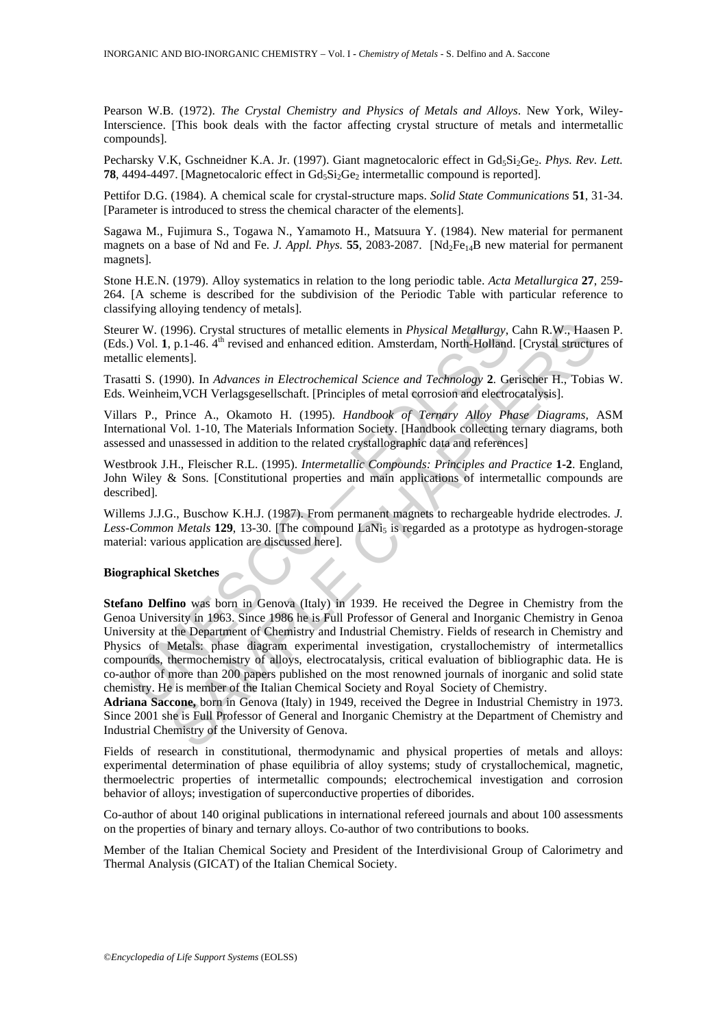Pearson W.B. (1972). *The Crystal Chemistry and Physics of Metals and Alloys*. New York, Wiley-Interscience. [This book deals with the factor affecting crystal structure of metals and intermetallic compounds].

Pecharsky V.K, Gschneidner K.A. Jr. (1997). Giant magnetocaloric effect in $Gd_5Si_2Ge_2$. *Phys. Rev. Lett.* **78**, 4494-4497. [Magnetocaloric effect in $Gd_5Si_2Ge_2$ intermetallic compound is reported].

Pettifor D.G. (1984). A chemical scale for crystal-structure maps. *Solid State Communications* **51**, 31-34. [Parameter is introduced to stress the chemical character of the elements].

Sagawa M., Fujimura S., Togawa N., Yamamoto H., Matsuura Y. (1984). New material for permanent magnets on a base of Nd and Fe. *J. Appl. Phys.* **55**, 2083-2087. [$Nd_2Fe_{14}B$ new material for permanent magnets].

Stone H.E.N. (1979). Alloy systematics in relation to the long periodic table. *Acta Metallurgica* **27**, 259-264. [A scheme is described for the subdivision of the Periodic Table with particular reference to classifying alloying tendency of metals].

Steurer W. (1996). Crystal structures of metallic elements in *Physical Metallurgy*, Cahn R.W., Haasen P. (Eds.) Vol. **1**, p.1-46. 4th revised and enhanced edition. Amsterdam, North-Holland. [Crystal structures of metallic elements].

Trasatti S. (1990). In *Advances in Electrochemical Science and Technology* **2**. Gerischer H., Tobias W. Eds. Weinheim,VCH Verlagsgesellschaft. [Principles of metal corrosion and electrocatalysis].

Villars P., Prince A., Okamoto H. (1995). *Handbook of Ternary Alloy Phase Diagrams*, ASM International Vol. 1-10, The Materials Information Society. [Handbook collecting ternary diagrams, both assessed and unassessed in addition to the related crystallographic data and references]

Westbrook J.H., Fleischer R.L. (1995). *Intermetallic Compounds: Principles and Practice* **1-2**. England, John Wiley & Sons. [Constitutional properties and main applications of intermetallic compounds are described].

Willems J.J.G., Buschow K.H.J. (1987). From permanent magnets to rechargeable hydride electrodes. *J. Less-Common Metals* **129**, 13-30. [The compound $LaNi_5$ is regarded as a prototype as hydrogen-storage material: various application are discussed here].

**Biographical Sketches**

**Stefano Delfino** was born in Genova (Italy) in 1939. He received the Degree in Chemistry from the Genoa University in 1963. Since 1986 he is Full Professor of General and Inorganic Chemistry in Genoa University at the Department of Chemistry and Industrial Chemistry. Fields of research in Chemistry and Physics of Metals: phase diagram experimental investigation, crystallochemistry of intermetallics compounds, thermochemistry of alloys, electrocatalysis, critical evaluation of bibliographic data. He is co-author of more than 200 papers published on the most renowned journals of inorganic and solid state chemistry. He is member of the Italian Chemical Society and Royal Society of Chemistry.

**Adriana Saccone,** born in Genova (Italy) in 1949, received the Degree in Industrial Chemistry in 1973. Since 2001 she is Full Professor of General and Inorganic Chemistry at the Department of Chemistry and Industrial Chemistry of the University of Genova.

Fields of research in constitutional, thermodynamic and physical properties of metals and alloys: experimental determination of phase equilibria of alloy systems; study of crystallochemical, magnetic, thermoelectric properties of intermetallic compounds; electrochemical investigation and corrosion behavior of alloys; investigation of superconductive properties of diborides.

Co-author of about 140 original publications in international refereed journals and about 100 assessments on the properties of binary and ternary alloys. Co-author of two contributions to books.

Member of the Italian Chemical Society and President of the Interdivisional Group of Calorimetry and Thermal Analysis (GICAT) of the Italian Chemical Society.